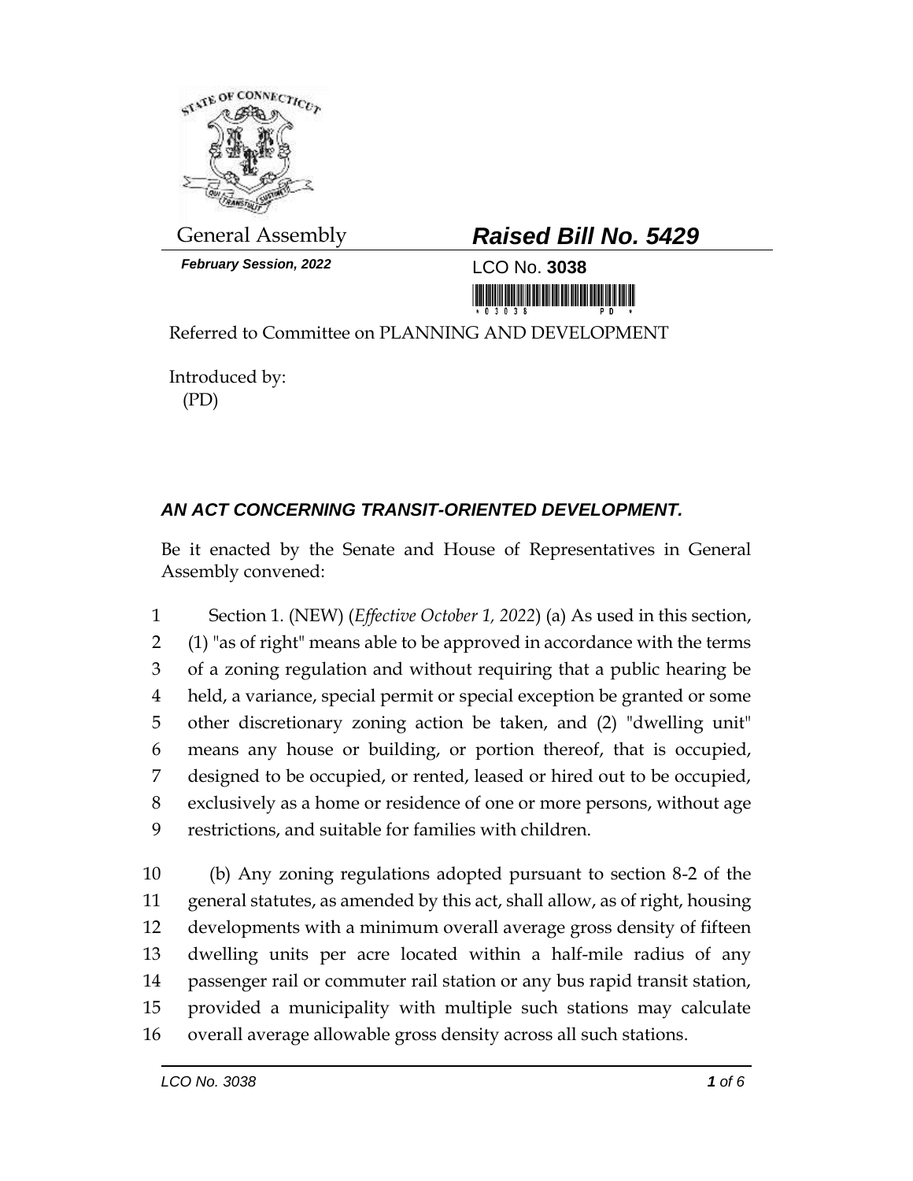General Assembly

***February Session, 2022***

# ***Raised Bill No. 5429***

LCO No. **3038**

Referred to Committee on PLANNING AND DEVELOPMENT

Introduced by:
(PD)

## ***AN ACT CONCERNING TRANSIT-ORIENTED DEVELOPMENT.***

Be it enacted by the Senate and House of Representatives in General Assembly convened:

1 Section 1. (NEW) (*Effective October 1, 2022*) (a) As used in this section,
2 (1) "as of right" means able to be approved in accordance with the terms
3 of a zoning regulation and without requiring that a public hearing be
4 held, a variance, special permit or special exception be granted or some
5 other discretionary zoning action be taken, and (2) "dwelling unit"
6 means any house or building, or portion thereof, that is occupied,
7 designed to be occupied, or rented, leased or hired out to be occupied,
8 exclusively as a home or residence of one or more persons, without age
9 restrictions, and suitable for families with children.

10 (b) Any zoning regulations adopted pursuant to section 8-2 of the
11 general statutes, as amended by this act, shall allow, as of right, housing
12 developments with a minimum overall average gross density of fifteen
13 dwelling units per acre located within a half-mile radius of any
14 passenger rail or commuter rail station or any bus rapid transit station,
15 provided a municipality with multiple such stations may calculate
16 overall average allowable gross density across all such stations.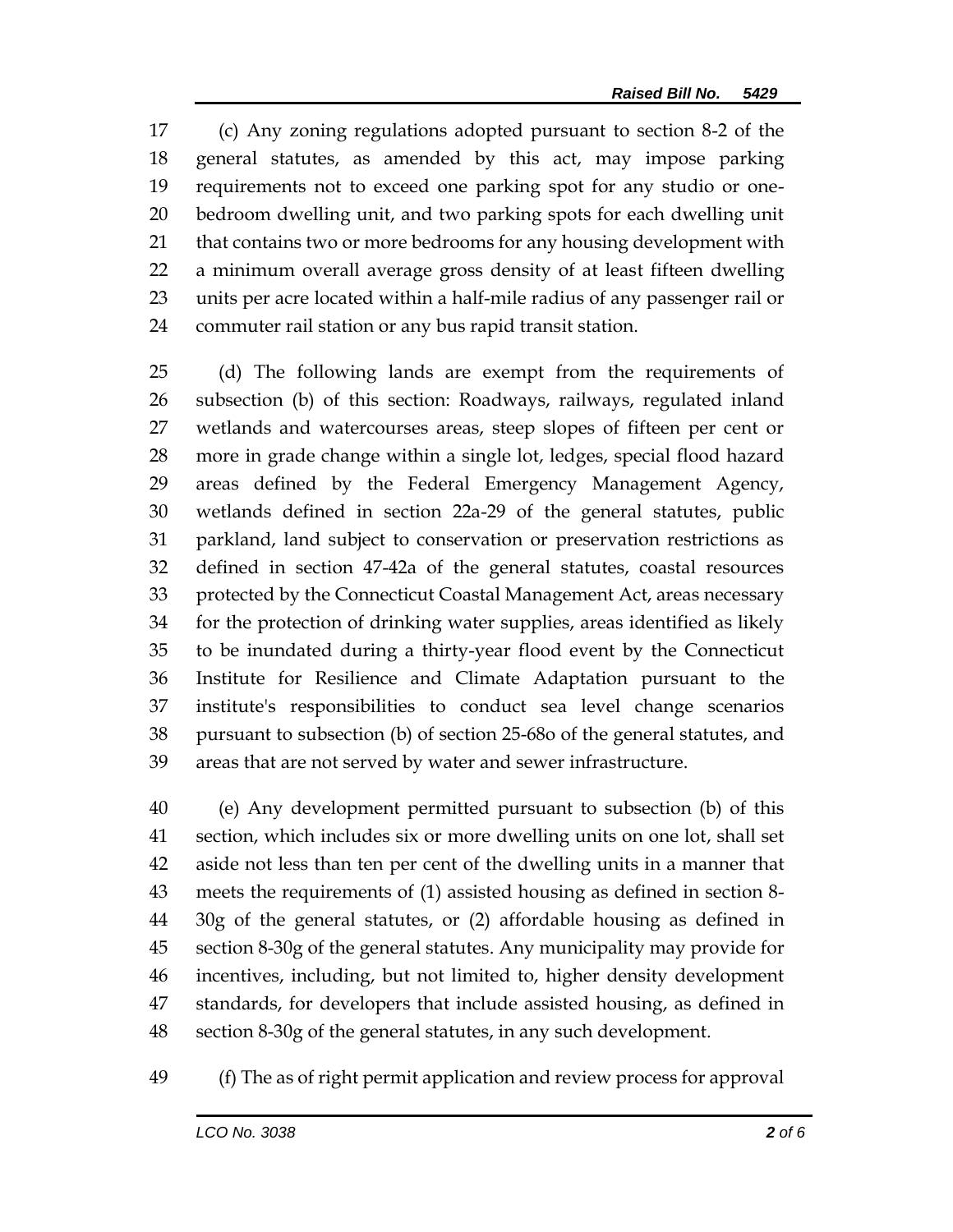(c) Any zoning regulations adopted pursuant to section 8-2 of the general statutes, as amended by this act, may impose parking requirements not to exceed one parking spot for any studio or one-bedroom dwelling unit, and two parking spots for each dwelling unit that contains two or more bedrooms for any housing development with a minimum overall average gross density of at least fifteen dwelling units per acre located within a half-mile radius of any passenger rail or commuter rail station or any bus rapid transit station.

(d) The following lands are exempt from the requirements of subsection (b) of this section: Roadways, railways, regulated inland wetlands and watercourses areas, steep slopes of fifteen per cent or more in grade change within a single lot, ledges, special flood hazard areas defined by the Federal Emergency Management Agency, wetlands defined in section 22a-29 of the general statutes, public parkland, land subject to conservation or preservation restrictions as defined in section 47-42a of the general statutes, coastal resources protected by the Connecticut Coastal Management Act, areas necessary for the protection of drinking water supplies, areas identified as likely to be inundated during a thirty-year flood event by the Connecticut Institute for Resilience and Climate Adaptation pursuant to the institute's responsibilities to conduct sea level change scenarios pursuant to subsection (b) of section 25-68o of the general statutes, and areas that are not served by water and sewer infrastructure.

(e) Any development permitted pursuant to subsection (b) of this section, which includes six or more dwelling units on one lot, shall set aside not less than ten per cent of the dwelling units in a manner that meets the requirements of (1) assisted housing as defined in section 8-30g of the general statutes, or (2) affordable housing as defined in section 8-30g of the general statutes. Any municipality may provide for incentives, including, but not limited to, higher density development standards, for developers that include assisted housing, as defined in section 8-30g of the general statutes, in any such development.

(f) The as of right permit application and review process for approval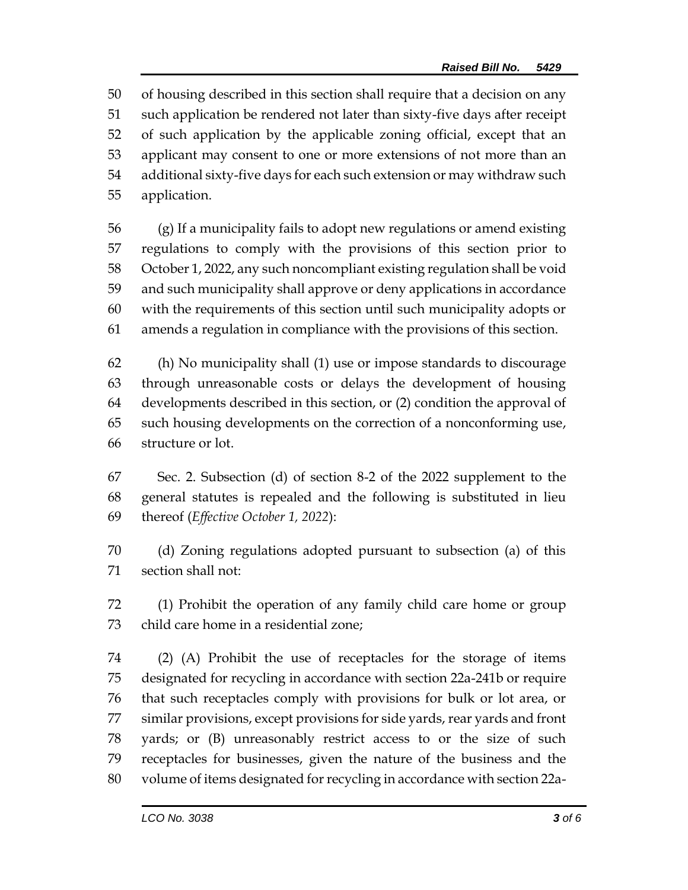of housing described in this section shall require that a decision on any such application be rendered not later than sixty-five days after receipt of such application by the applicable zoning official, except that an applicant may consent to one or more extensions of not more than an additional sixty-five days for each such extension or may withdraw such application.

(g) If a municipality fails to adopt new regulations or amend existing regulations to comply with the provisions of this section prior to October 1, 2022, any such noncompliant existing regulation shall be void and such municipality shall approve or deny applications in accordance with the requirements of this section until such municipality adopts or amends a regulation in compliance with the provisions of this section.

(h) No municipality shall (1) use or impose standards to discourage through unreasonable costs or delays the development of housing developments described in this section, or (2) condition the approval of such housing developments on the correction of a nonconforming use, structure or lot.

Sec. 2. Subsection (d) of section 8-2 of the 2022 supplement to the general statutes is repealed and the following is substituted in lieu thereof (*Effective October 1, 2022*):

(d) Zoning regulations adopted pursuant to subsection (a) of this section shall not:

(1) Prohibit the operation of any family child care home or group child care home in a residential zone;

(2) (A) Prohibit the use of receptacles for the storage of items designated for recycling in accordance with section 22a-241b or require that such receptacles comply with provisions for bulk or lot area, or similar provisions, except provisions for side yards, rear yards and front yards; or (B) unreasonably restrict access to or the size of such receptacles for businesses, given the nature of the business and the volume of items designated for recycling in accordance with section 22a-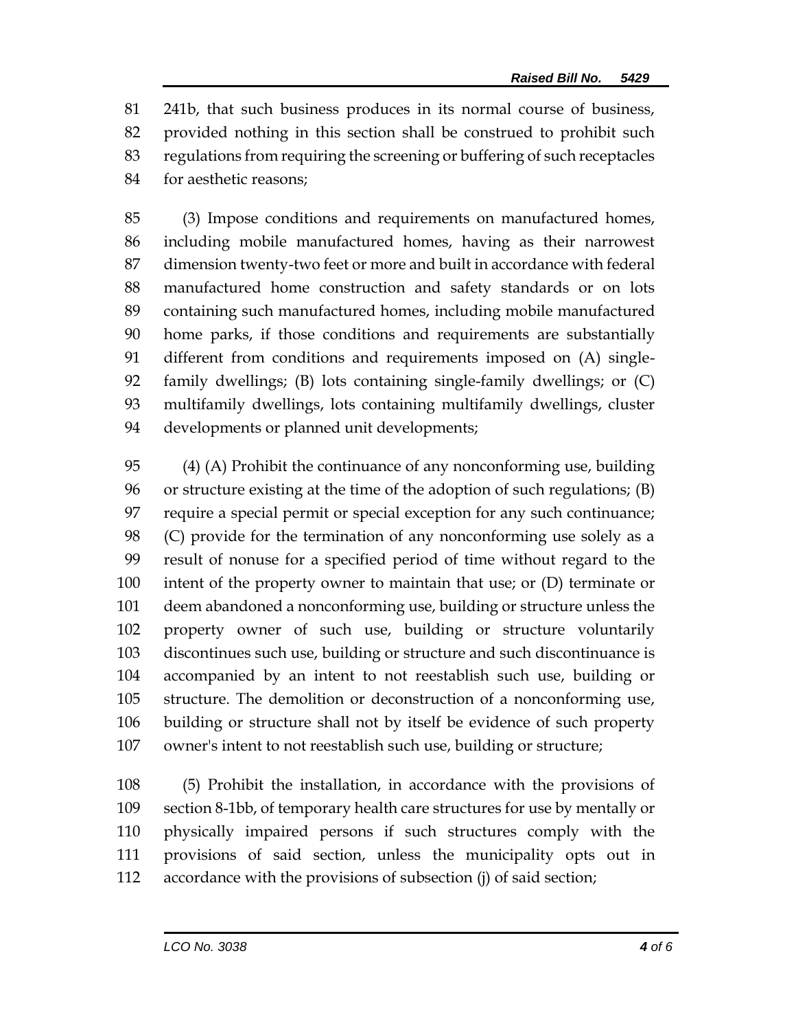81 241b, that such business produces in its normal course of business,
82 provided nothing in this section shall be construed to prohibit such
83 regulations from requiring the screening or buffering of such receptacles
84 for aesthetic reasons;

85 (3) Impose conditions and requirements on manufactured homes,
86 including mobile manufactured homes, having as their narrowest
87 dimension twenty-two feet or more and built in accordance with federal
88 manufactured home construction and safety standards or on lots
89 containing such manufactured homes, including mobile manufactured
90 home parks, if those conditions and requirements are substantially
91 different from conditions and requirements imposed on (A) single-
92 family dwellings; (B) lots containing single-family dwellings; or (C)
93 multifamily dwellings, lots containing multifamily dwellings, cluster
94 developments or planned unit developments;

95 (4) (A) Prohibit the continuance of any nonconforming use, building
96 or structure existing at the time of the adoption of such regulations; (B)
97 require a special permit or special exception for any such continuance;
98 (C) provide for the termination of any nonconforming use solely as a
99 result of nonuse for a specified period of time without regard to the
100 intent of the property owner to maintain that use; or (D) terminate or
101 deem abandoned a nonconforming use, building or structure unless the
102 property owner of such use, building or structure voluntarily
103 discontinues such use, building or structure and such discontinuance is
104 accompanied by an intent to not reestablish such use, building or
105 structure. The demolition or deconstruction of a nonconforming use,
106 building or structure shall not by itself be evidence of such property
107 owner's intent to not reestablish such use, building or structure;

108 (5) Prohibit the installation, in accordance with the provisions of
109 section 8-1bb, of temporary health care structures for use by mentally or
110 physically impaired persons if such structures comply with the
111 provisions of said section, unless the municipality opts out in
112 accordance with the provisions of subsection (j) of said section;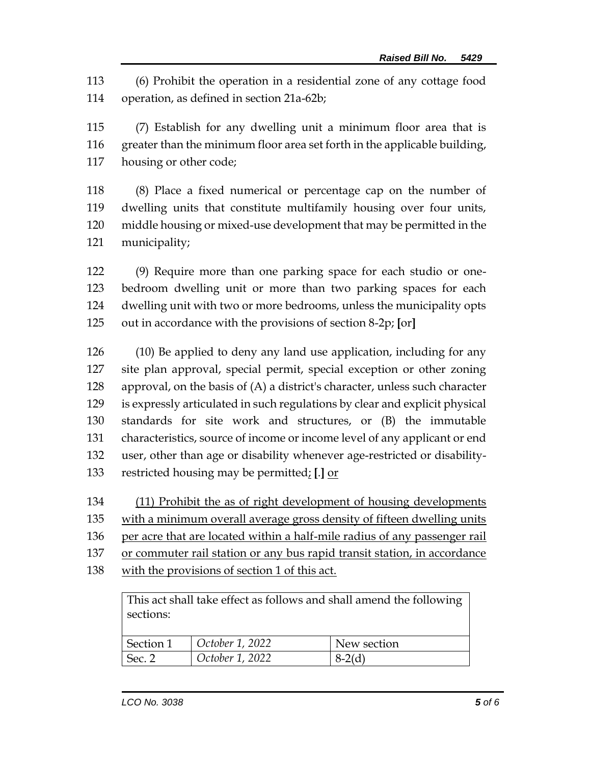113 (6) Prohibit the operation in a residential zone of any cottage food
114 operation, as defined in section 21a-62b;

115 (7) Establish for any dwelling unit a minimum floor area that is
116 greater than the minimum floor area set forth in the applicable building,
117 housing or other code;

118 (8) Place a fixed numerical or percentage cap on the number of
119 dwelling units that constitute multifamily housing over four units,
120 middle housing or mixed-use development that may be permitted in the
121 municipality;

122 (9) Require more than one parking space for each studio or one-
123 bedroom dwelling unit or more than two parking spaces for each
124 dwelling unit with two or more bedrooms, unless the municipality opts
125 out in accordance with the provisions of section 8-2p; **[**or**]**

126 (10) Be applied to deny any land use application, including for any
127 site plan approval, special permit, special exception or other zoning
128 approval, on the basis of (A) a district's character, unless such character
129 is expressly articulated in such regulations by clear and explicit physical
130 standards for site work and structures, or (B) the immutable
131 characteristics, source of income or income level of any applicant or end
132 user, other than age or disability whenever age-restricted or disability-
133 restricted housing may be permitted<u>;</u> **[**.**]** <u>or</u>

134 <u>(11) Prohibit the as of right development of housing developments</u>
135 <u>with a minimum overall average gross density of fifteen dwelling units</u>
136 <u>per acre that are located within a half-mile radius of any passenger rail</u>
137 <u>or commuter rail station or any bus rapid transit station, in accordance</u>
138 <u>with the provisions of section 1 of this act.</u>

| This act shall take effect as follows and shall amend the following sections: | | |
|---|---|---|
| Section 1 | *October 1, 2022* | New section |
| Sec. 2 | *October 1, 2022* | 8-2(d) |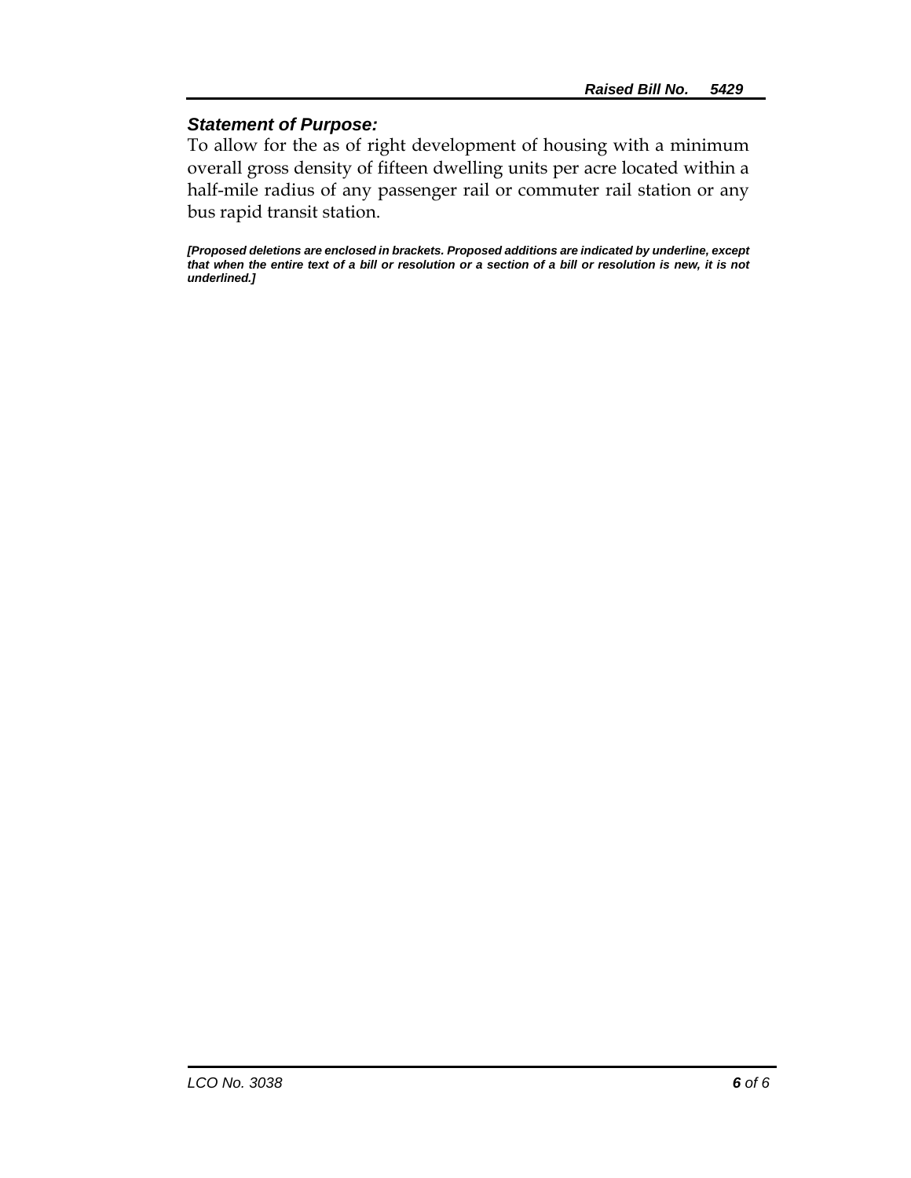### *Statement of Purpose:*

To allow for the as of right development of housing with a minimum overall gross density of fifteen dwelling units per acre located within a half-mile radius of any passenger rail or commuter rail station or any bus rapid transit station.

***[Proposed deletions are enclosed in brackets. Proposed additions are indicated by underline, except that when the entire text of a bill or resolution or a section of a bill or resolution is new, it is not underlined.]***